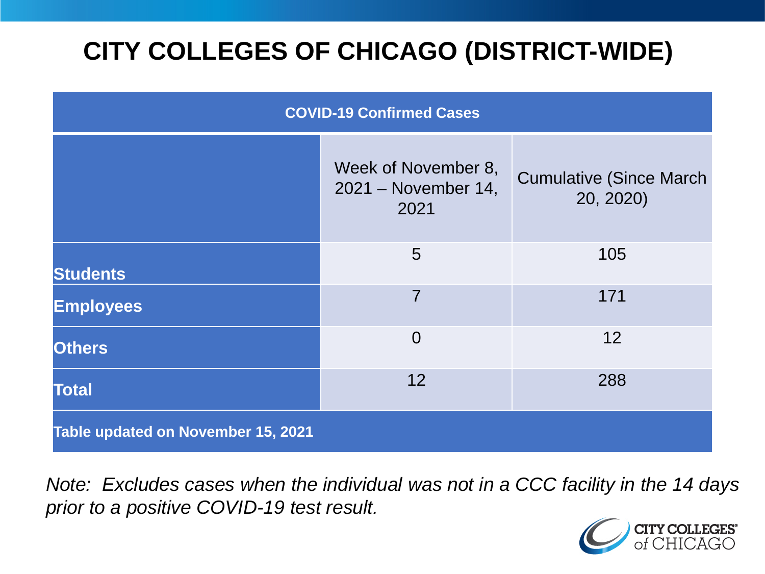# CITY COLLEGES OF CHICAGO (DISTRICT-WIDE)

| COVID-19 Confirmed Cases | | |
|---|---|---|
| | Week of November 8, 2021 – November 14, 2021 | Cumulative (Since March 20, 2020) |
| **Students** | 5 | 105 |
| **Employees** | 7 | 171 |
| **Others** | 0 | 12 |
| **Total** | 12 | 288 |
| **Table updated on November 15, 2021** | | |

*Note: Excludes cases when the individual was not in a CCC facility in the 14 days prior to a positive COVID-19 test result.*

CITY COLLEGES of CHICAGO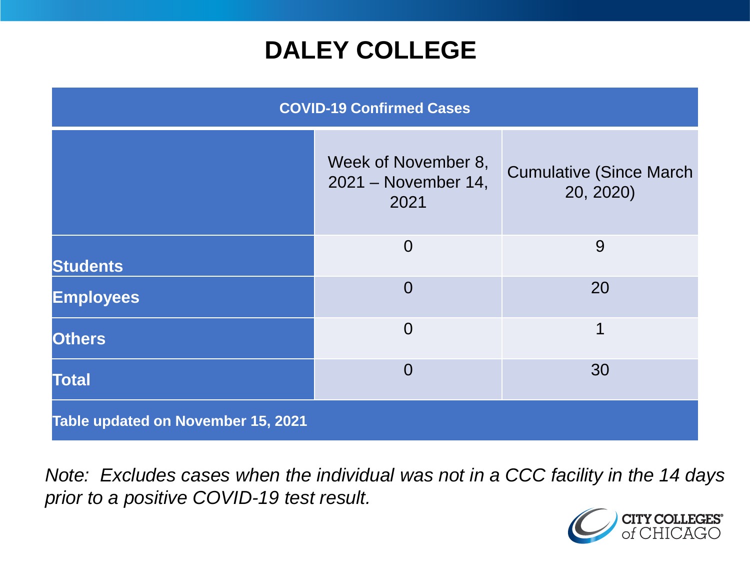# DALEY COLLEGE

| COVID-19 Confirmed Cases | | |
|---|---|---|
| | Week of November 8, 2021 – November 14, 2021 | Cumulative (Since March 20, 2020) |
| **Students** | 0 | 9 |
| **Employees** | 0 | 20 |
| **Others** | 0 | 1 |
| **Total** | 0 | 30 |
| **Table updated on November 15, 2021** | | |

*Note: Excludes cases when the individual was not in a CCC facility in the 14 days prior to a positive COVID-19 test result.*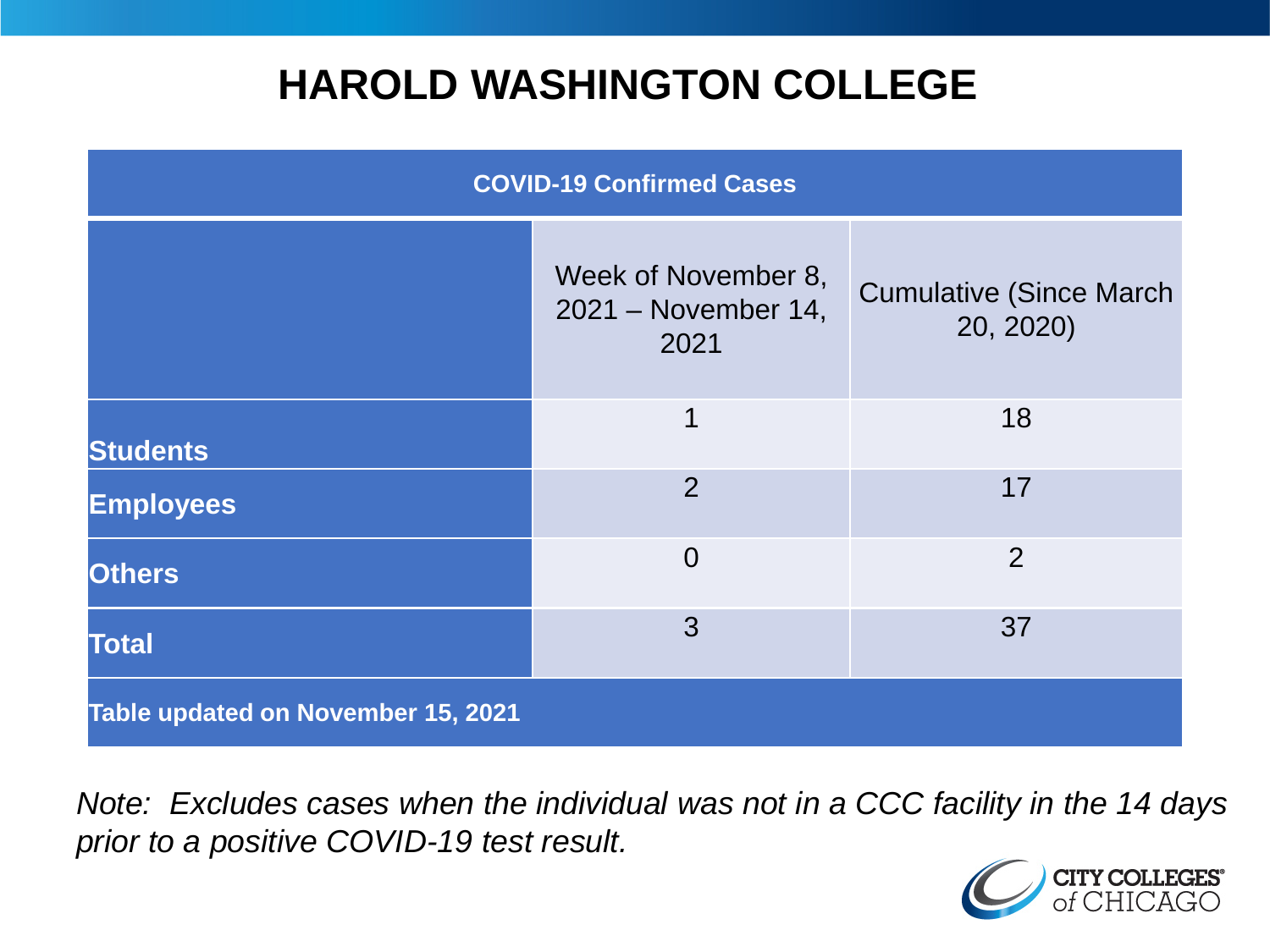# HAROLD WASHINGTON COLLEGE

| COVID-19 Confirmed Cases | | |
|---|---|---|
| | Week of November 8, 2021 – November 14, 2021 | Cumulative (Since March 20, 2020) |
| **Students** | 1 | 18 |
| **Employees** | 2 | 17 |
| **Others** | 0 | 2 |
| **Total** | 3 | 37 |
| **Table updated on November 15, 2021** | | |

*Note: Excludes cases when the individual was not in a CCC facility in the 14 days prior to a positive COVID-19 test result.*

CITY COLLEGES of CHICAGO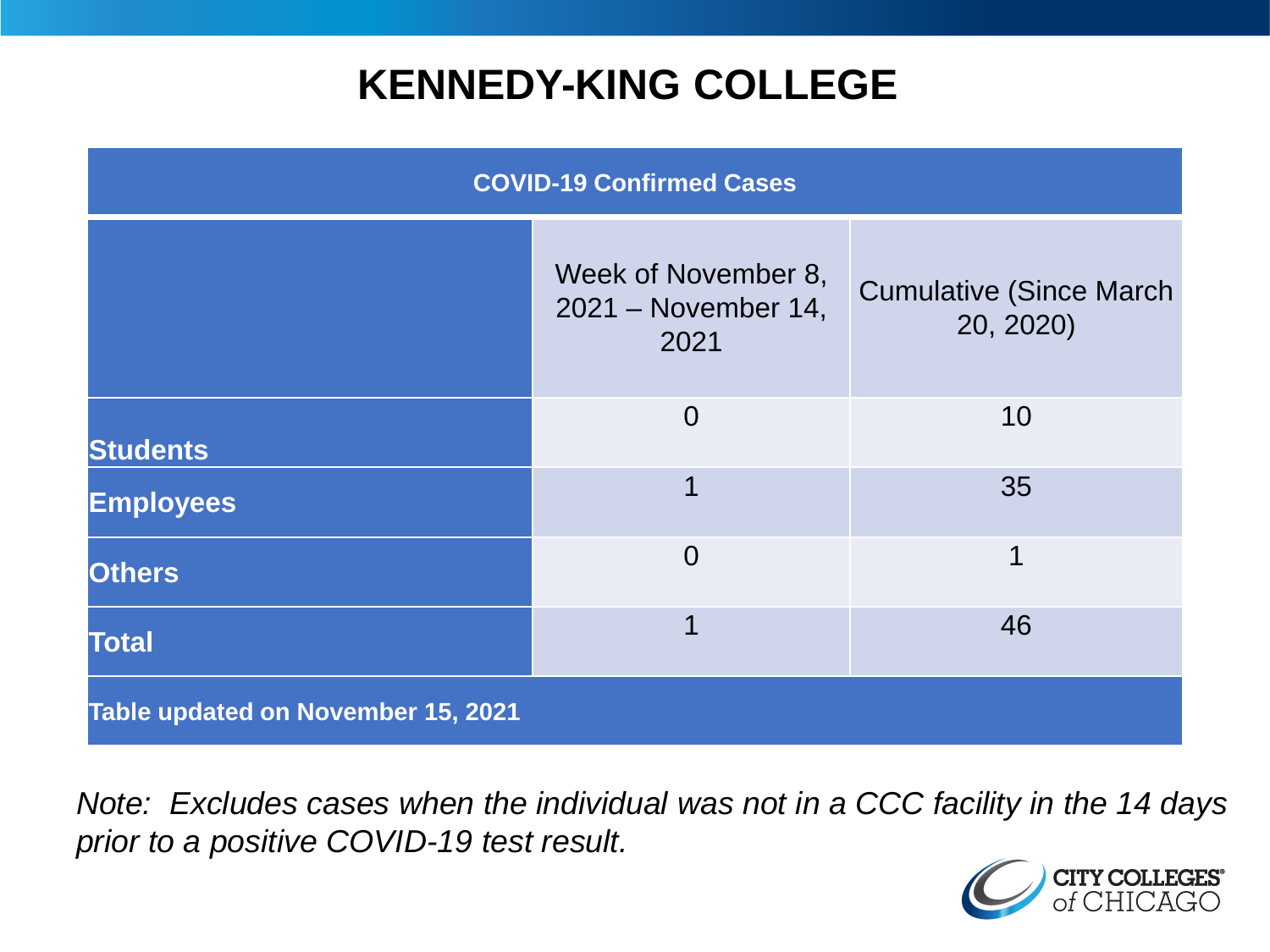# KENNEDY-KING COLLEGE

| COVID-19 Confirmed Cases | | |
|---|---|---|
| | Week of November 8, 2021 – November 14, 2021 | Cumulative (Since March 20, 2020) |
| **Students** | 0 | 10 |
| **Employees** | 1 | 35 |
| **Others** | 0 | 1 |
| **Total** | 1 | 46 |
| **Table updated on November 15, 2021** | | |

*Note: Excludes cases when the individual was not in a CCC facility in the 14 days prior to a positive COVID-19 test result.*

CITY COLLEGES of CHICAGO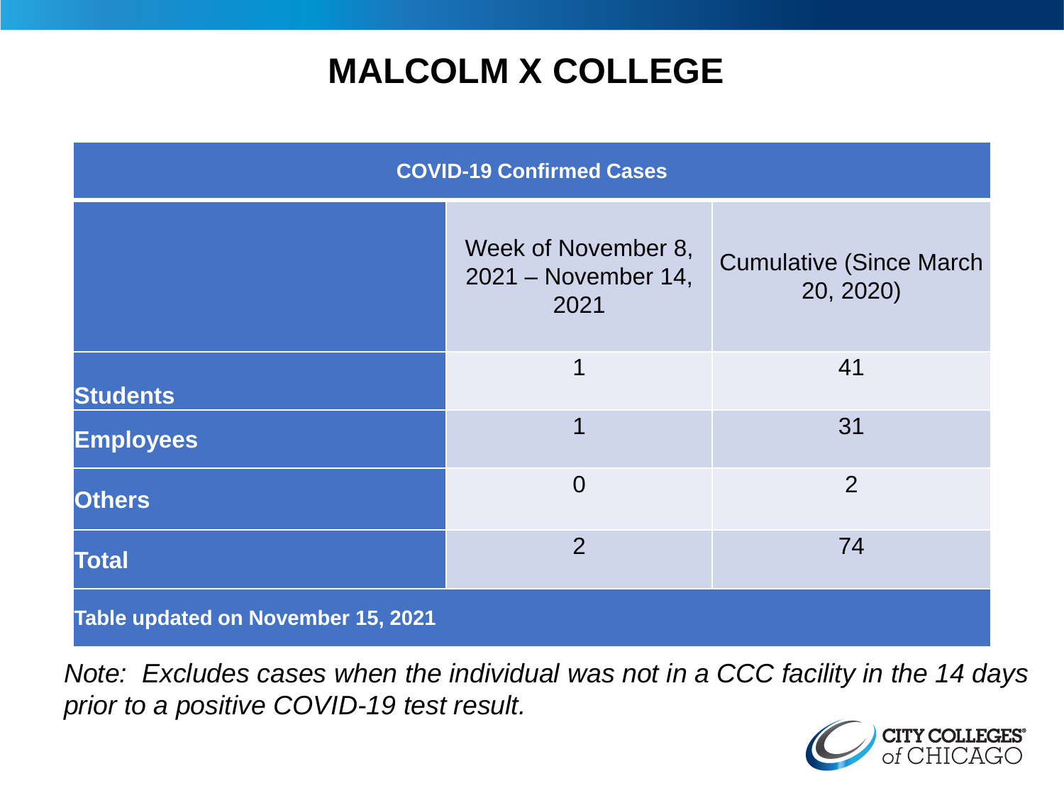# MALCOLM X COLLEGE

| COVID-19 Confirmed Cases | | |
|---|---|---|
| | Week of November 8, 2021 – November 14, 2021 | Cumulative (Since March 20, 2020) |
| **Students** | 1 | 41 |
| **Employees** | 1 | 31 |
| **Others** | 0 | 2 |
| **Total** | 2 | 74 |
| **Table updated on November 15, 2021** | | |

*Note: Excludes cases when the individual was not in a CCC facility in the 14 days prior to a positive COVID-19 test result.*

CITY COLLEGES of CHICAGO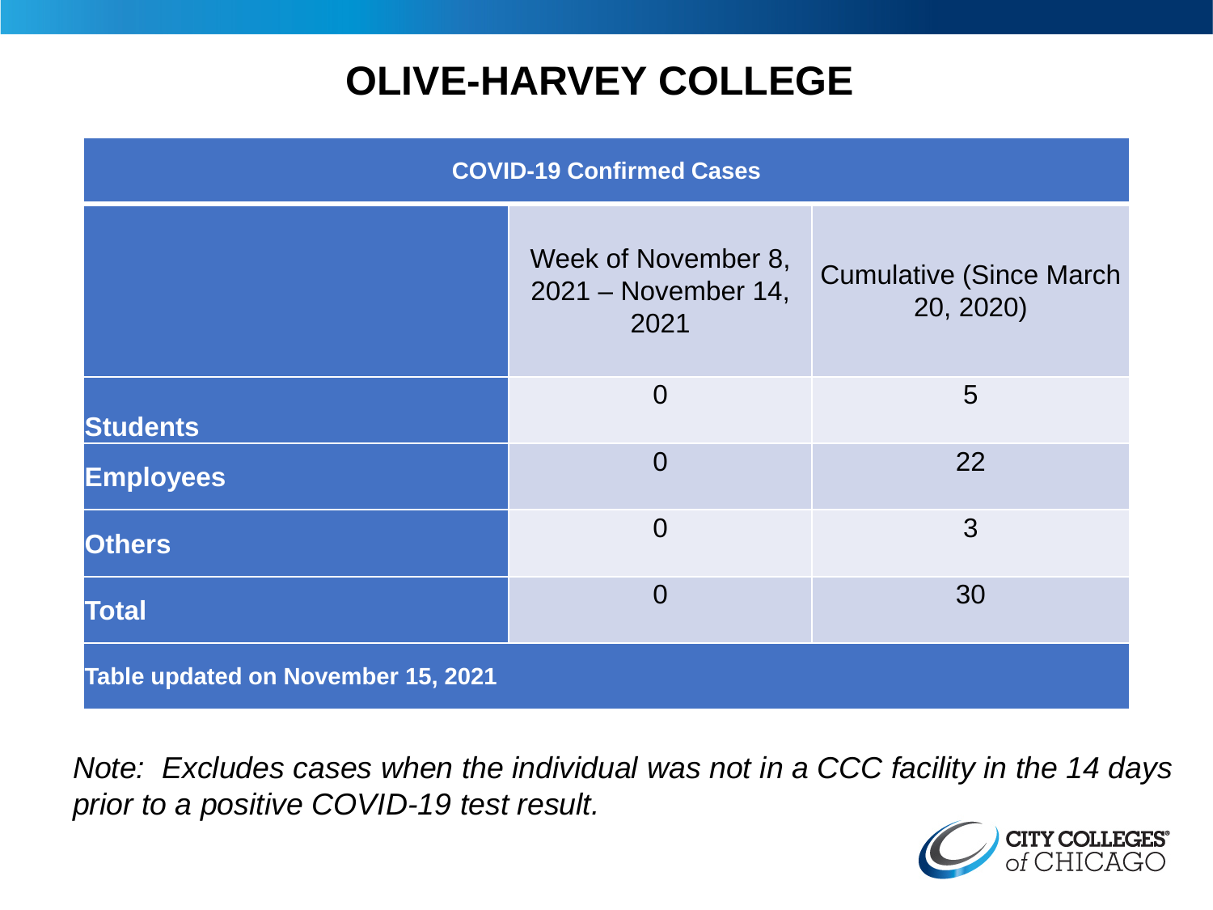# OLIVE-HARVEY COLLEGE

| COVID-19 Confirmed Cases | | |
|---|---|---|
| | Week of November 8, 2021 – November 14, 2021 | Cumulative (Since March 20, 2020) |
| **Students** | 0 | 5 |
| **Employees** | 0 | 22 |
| **Others** | 0 | 3 |
| **Total** | 0 | 30 |
| **Table updated on November 15, 2021** | | |

*Note: Excludes cases when the individual was not in a CCC facility in the 14 days prior to a positive COVID-19 test result.*

CITY COLLEGES of CHICAGO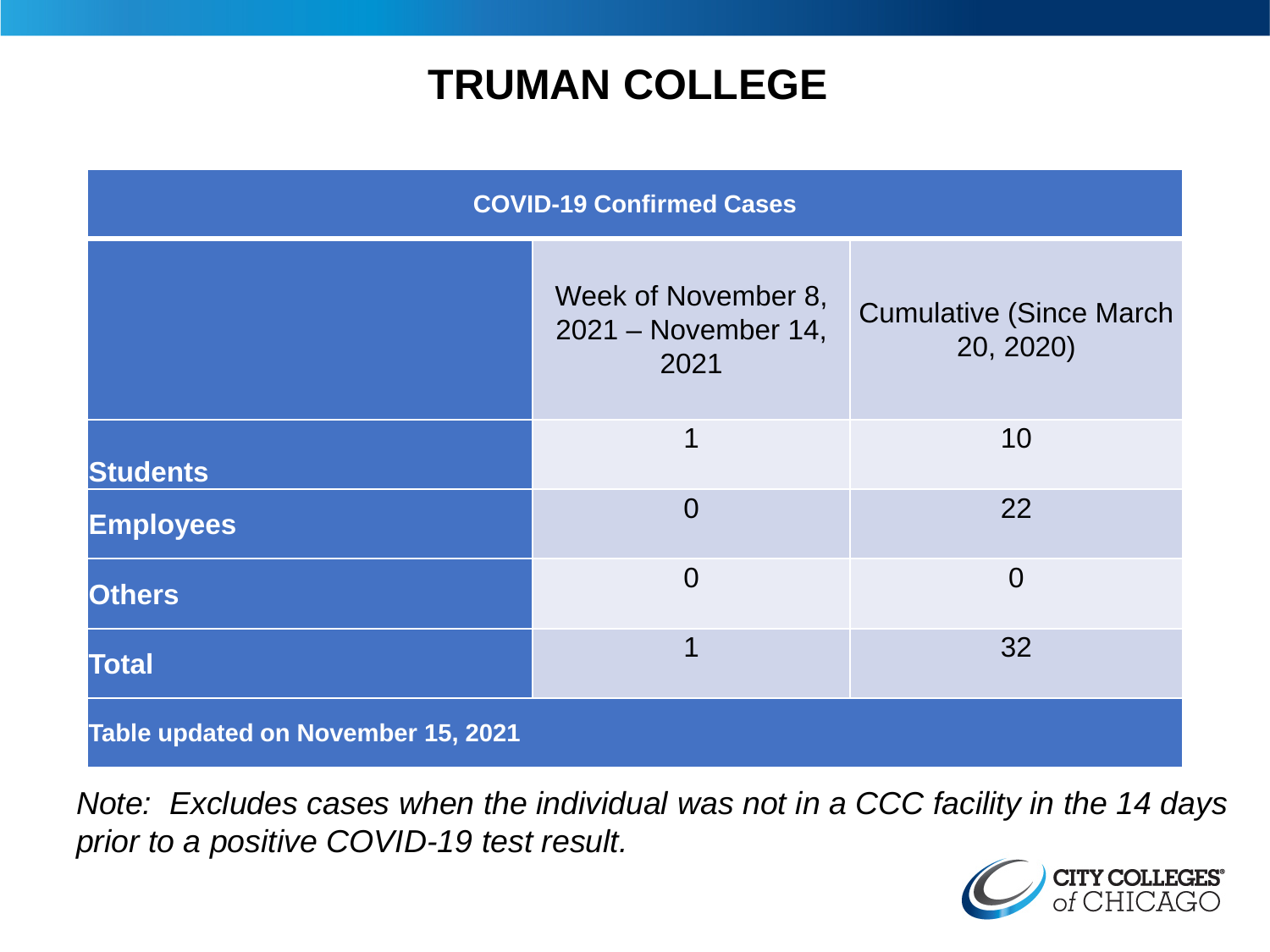# TRUMAN COLLEGE

| COVID-19 Confirmed Cases | | |
|---|---|---|
| | Week of November 8, 2021 – November 14, 2021 | Cumulative (Since March 20, 2020) |
| **Students** | 1 | 10 |
| **Employees** | 0 | 22 |
| **Others** | 0 | 0 |
| **Total** | 1 | 32 |
| **Table updated on November 15, 2021** | | |

*Note: Excludes cases when the individual was not in a CCC facility in the 14 days prior to a positive COVID-19 test result.*

CITY COLLEGES of CHICAGO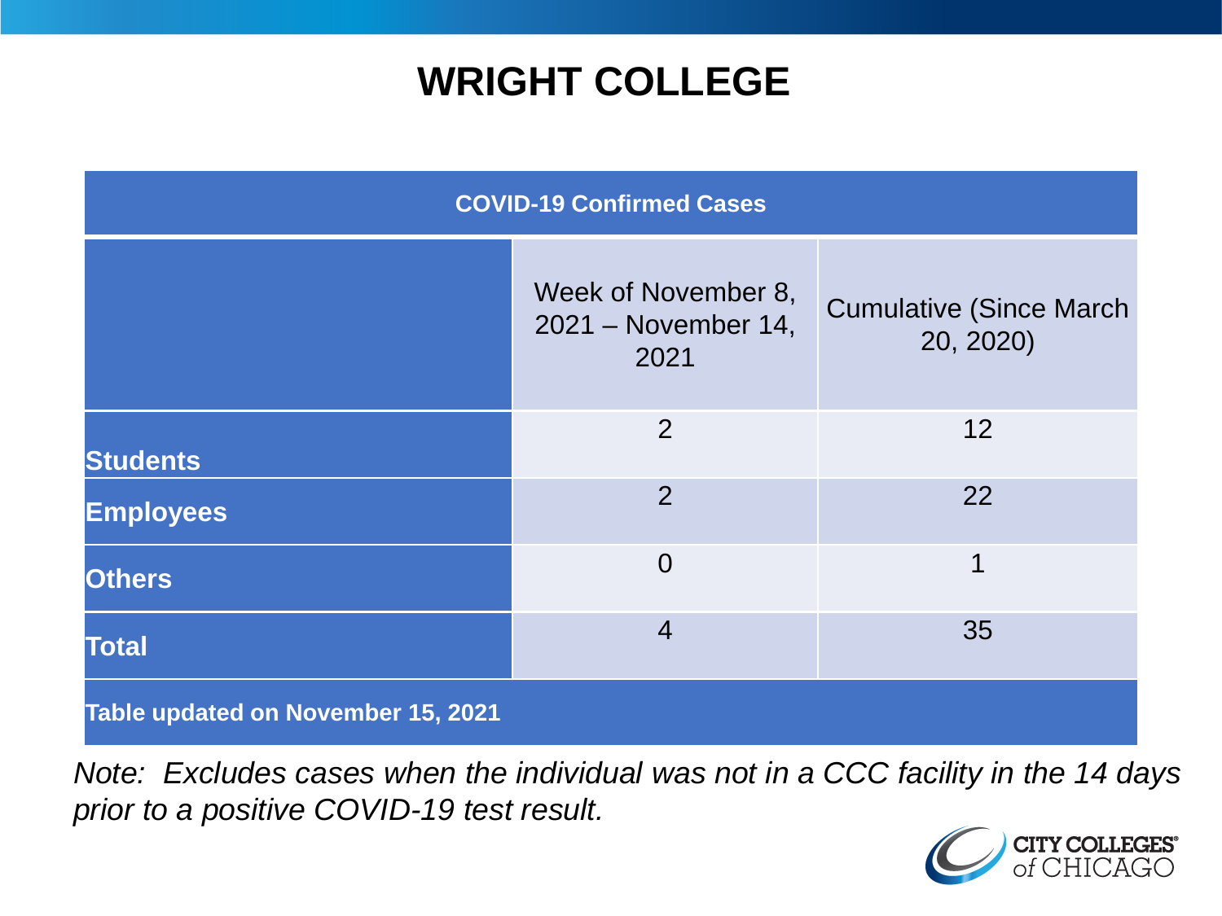# WRIGHT COLLEGE

| COVID-19 Confirmed Cases | | |
|---|---|---|
| | Week of November 8, 2021 – November 14, 2021 | Cumulative (Since March 20, 2020) |
| **Students** | 2 | 12 |
| **Employees** | 2 | 22 |
| **Others** | 0 | 1 |
| **Total** | 4 | 35 |
| **Table updated on November 15, 2021** | | |

*Note: Excludes cases when the individual was not in a CCC facility in the 14 days prior to a positive COVID-19 test result.*

CITY COLLEGES of CHICAGO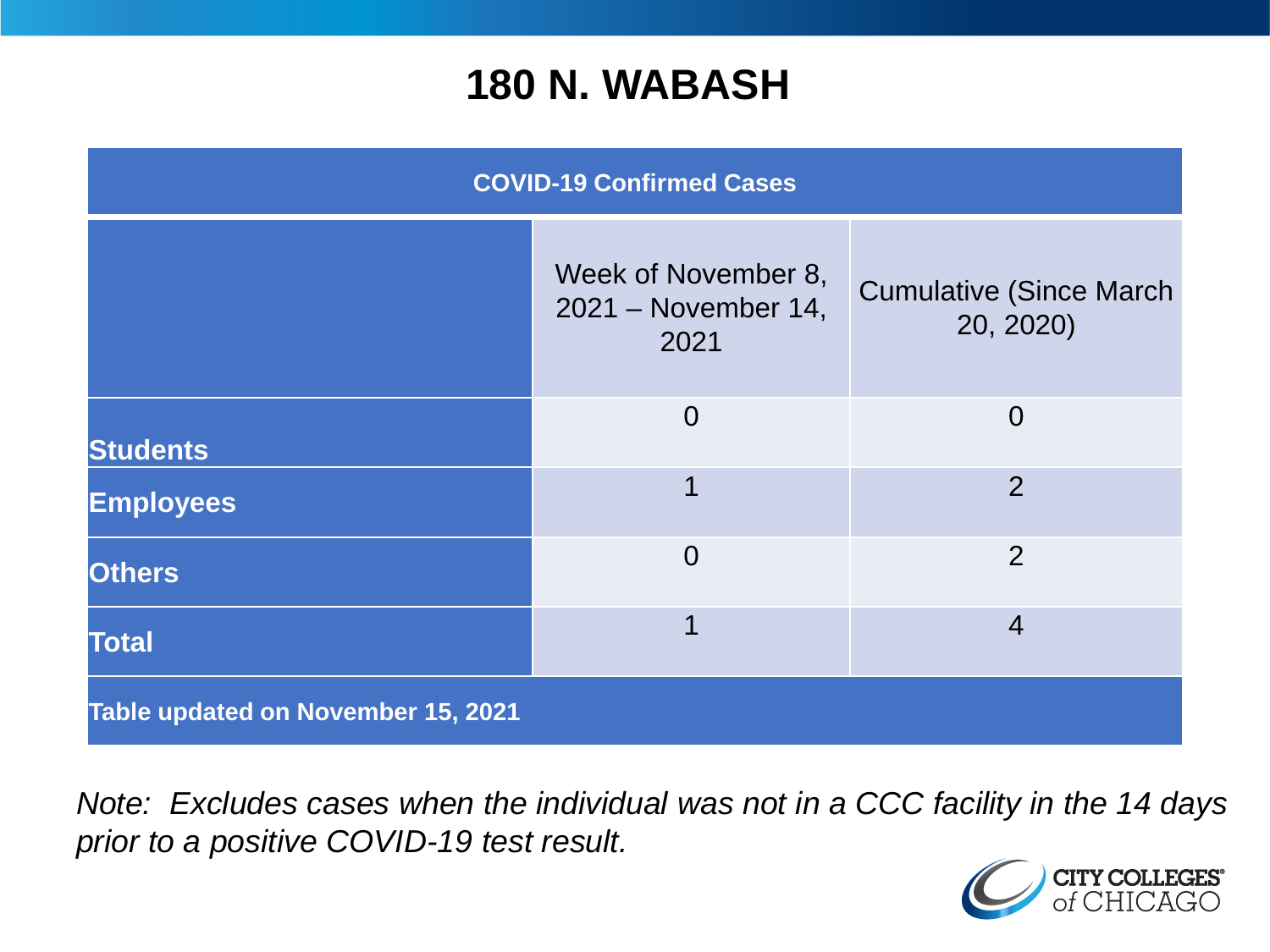# 180 N. WABASH

| COVID-19 Confirmed Cases | | |
|---|---|---|
| | Week of November 8, 2021 – November 14, 2021 | Cumulative (Since March 20, 2020) |
| **Students** | 0 | 0 |
| **Employees** | 1 | 2 |
| **Others** | 0 | 2 |
| **Total** | 1 | 4 |
| **Table updated on November 15, 2021** | | |

*Note: Excludes cases when the individual was not in a CCC facility in the 14 days prior to a positive COVID-19 test result.*

CITY COLLEGES of CHICAGO